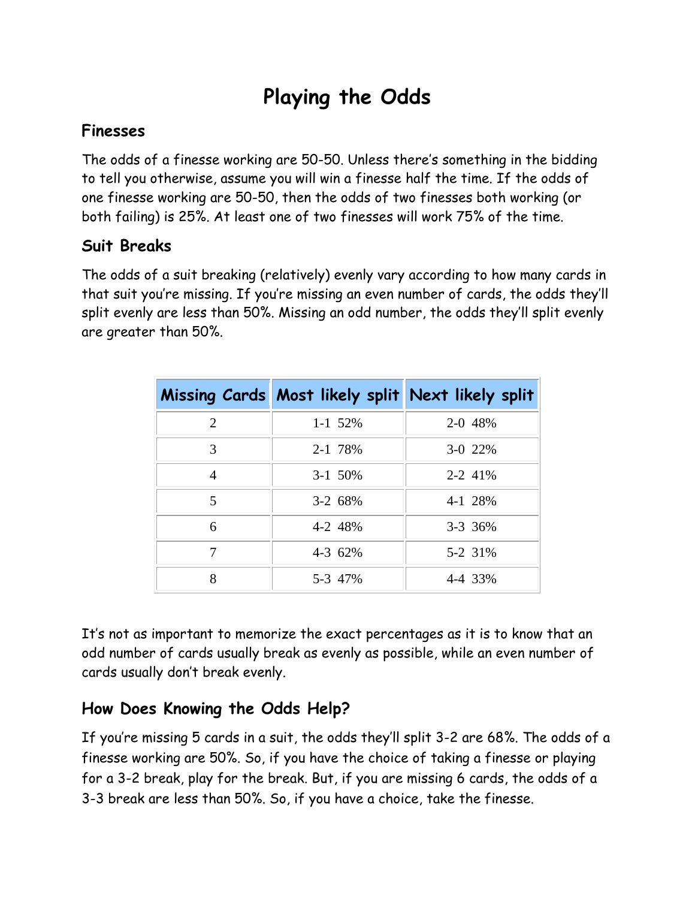# Playing the Odds

## Finesses

The odds of a finesse working are 50-50. Unless there's something in the bidding to tell you otherwise, assume you will win a finesse half the time. If the odds of one finesse working are 50-50, then the odds of two finesses both working (or both failing) is 25%. At least one of two finesses will work 75% of the time.

## Suit Breaks

The odds of a suit breaking (relatively) evenly vary according to how many cards in that suit you're missing. If you're missing an even number of cards, the odds they'll split evenly are less than 50%. Missing an odd number, the odds they'll split evenly are greater than 50%.

| Missing Cards | Most likely split | Next likely split |
|---|---|---|
| 2 | 1-1 52% | 2-0 48% |
| 3 | 2-1 78% | 3-0 22% |
| 4 | 3-1 50% | 2-2 41% |
| 5 | 3-2 68% | 4-1 28% |
| 6 | 4-2 48% | 3-3 36% |
| 7 | 4-3 62% | 5-2 31% |
| 8 | 5-3 47% | 4-4 33% |

It's not as important to memorize the exact percentages as it is to know that an odd number of cards usually break as evenly as possible, while an even number of cards usually don't break evenly.

## How Does Knowing the Odds Help?

If you're missing 5 cards in a suit, the odds they'll split 3-2 are 68%. The odds of a finesse working are 50%. So, if you have the choice of taking a finesse or playing for a 3-2 break, play for the break. But, if you are missing 6 cards, the odds of a 3-3 break are less than 50%. So, if you have a choice, take the finesse.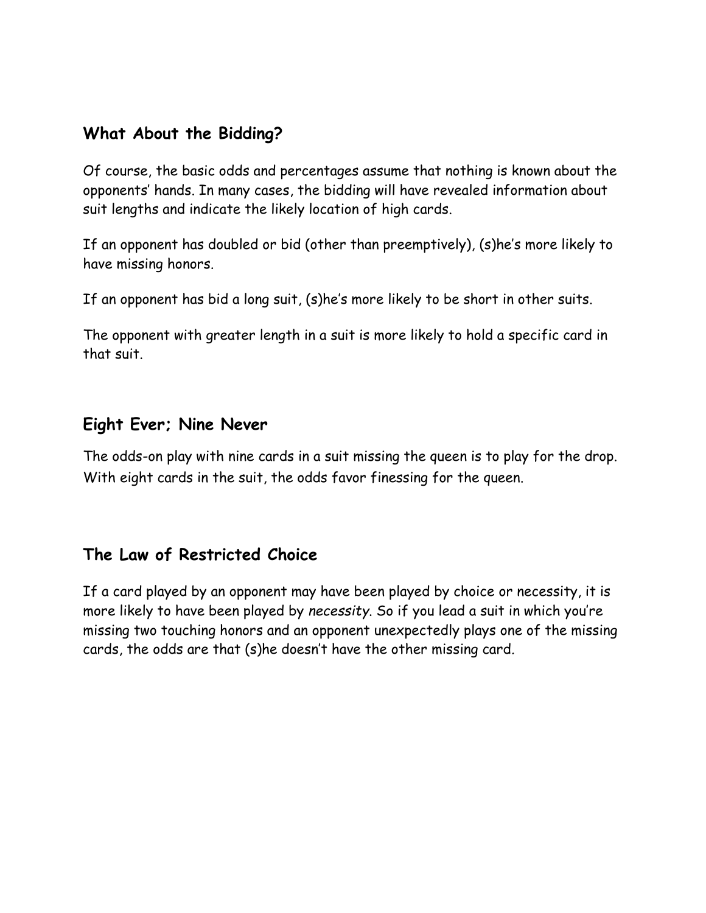## What About the Bidding?

Of course, the basic odds and percentages assume that nothing is known about the opponents' hands. In many cases, the bidding will have revealed information about suit lengths and indicate the likely location of high cards.

If an opponent has doubled or bid (other than preemptively), (s)he's more likely to have missing honors.

If an opponent has bid a long suit, (s)he's more likely to be short in other suits.

The opponent with greater length in a suit is more likely to hold a specific card in that suit.

## Eight Ever; Nine Never

The odds-on play with nine cards in a suit missing the queen is to play for the drop. With eight cards in the suit, the odds favor finessing for the queen.

## The Law of Restricted Choice

If a card played by an opponent may have been played by choice or necessity, it is more likely to have been played by *necessity*. So if you lead a suit in which you're missing two touching honors and an opponent unexpectedly plays one of the missing cards, the odds are that (s)he doesn't have the other missing card.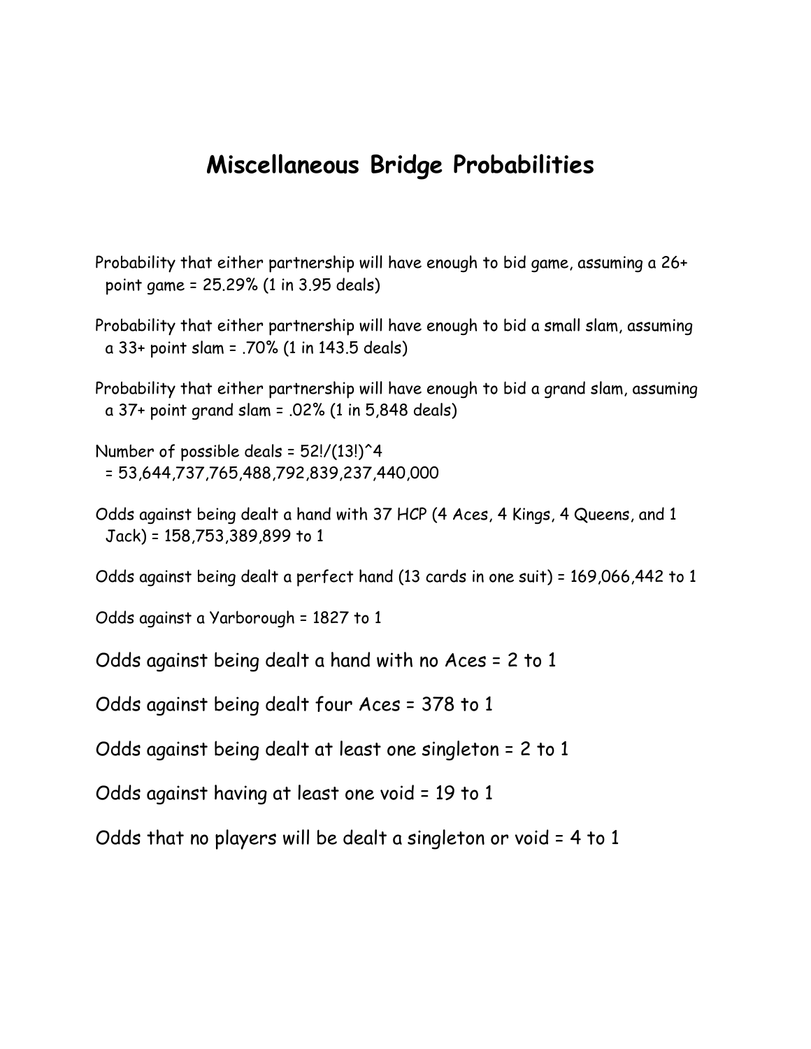# Miscellaneous Bridge Probabilities

Probability that either partnership will have enough to bid game, assuming a 26+ point game = 25.29% (1 in 3.95 deals)

Probability that either partnership will have enough to bid a small slam, assuming a 33+ point slam = .70% (1 in 143.5 deals)

Probability that either partnership will have enough to bid a grand slam, assuming a 37+ point grand slam = .02% (1 in 5,848 deals)

Number of possible deals = 52!/(13!)^4
= 53,644,737,765,488,792,839,237,440,000

Odds against being dealt a hand with 37 HCP (4 Aces, 4 Kings, 4 Queens, and 1 Jack) = 158,753,389,899 to 1

Odds against being dealt a perfect hand (13 cards in one suit) = 169,066,442 to 1

Odds against a Yarborough = 1827 to 1

Odds against being dealt a hand with no Aces = 2 to 1

Odds against being dealt four Aces = 378 to 1

Odds against being dealt at least one singleton = 2 to 1

Odds against having at least one void = 19 to 1

Odds that no players will be dealt a singleton or void = 4 to 1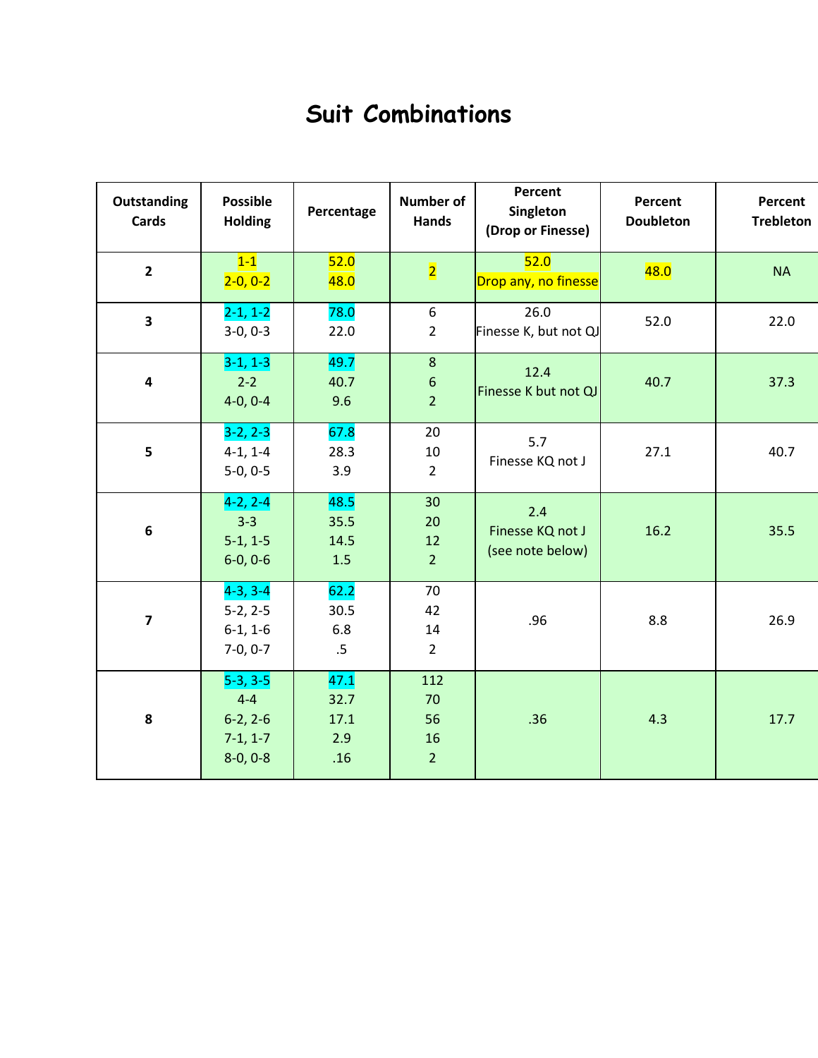# Suit Combinations

| Outstanding Cards | Possible Holding | Percentage | Number of Hands | Percent Singleton (Drop or Finesse) | Percent Doubleton | Percent Trebleton |
|---|---|---|---|---|---|---|
| 2 | 1-1<br>2-0, 0-2 | 52.0<br>48.0 | 2 | 52.0<br>Drop any, no finesse | 48.0 | NA |
| 3 | 2-1, 1-2<br>3-0, 0-3 | 78.0<br>22.0 | 6<br>2 | 26.0<br>Finesse K, but not QJ | 52.0 | 22.0 |
| 4 | 3-1, 1-3<br>2-2<br>4-0, 0-4 | 49.7<br>40.7<br>9.6 | 8<br>6<br>2 | 12.4<br>Finesse K but not QJ | 40.7 | 37.3 |
| 5 | 3-2, 2-3<br>4-1, 1-4<br>5-0, 0-5 | 67.8<br>28.3<br>3.9 | 20<br>10<br>2 | 5.7<br>Finesse KQ not J | 27.1 | 40.7 |
| 6 | 4-2, 2-4<br>3-3<br>5-1, 1-5<br>6-0, 0-6 | 48.5<br>35.5<br>14.5<br>1.5 | 30<br>20<br>12<br>2 | 2.4<br>Finesse KQ not J<br>(see note below) | 16.2 | 35.5 |
| 7 | 4-3, 3-4<br>5-2, 2-5<br>6-1, 1-6<br>7-0, 0-7 | 62.2<br>30.5<br>6.8<br>.5 | 70<br>42<br>14<br>2 | .96 | 8.8 | 26.9 |
| 8 | 5-3, 3-5<br>4-4<br>6-2, 2-6<br>7-1, 1-7<br>8-0, 0-8 | 47.1<br>32.7<br>17.1<br>2.9<br>.16 | 112<br>70<br>56<br>16<br>2 | .36 | 4.3 | 17.7 |